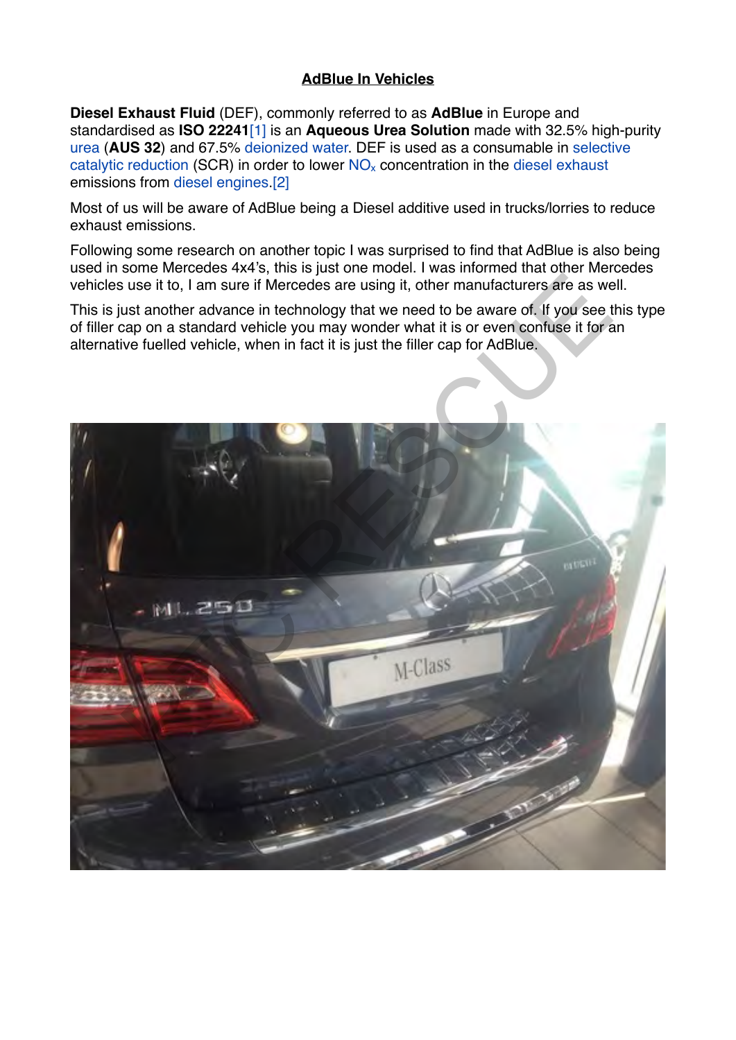# AdBlue In Vehicles

**Diesel Exhaust Fluid** (DEF), commonly referred to as **AdBlue** in Europe and standardised as **ISO 22241**[1] is an **Aqueous Urea Solution** made with 32.5% high-purity urea (**AUS 32**) and 67.5% deionized water. DEF is used as a consumable in selective catalytic reduction (SCR) in order to lower $NO_x$ concentration in the diesel exhaust emissions from diesel engines.[2]

Most of us will be aware of AdBlue being a Diesel additive used in trucks/lorries to reduce exhaust emissions.

Following some research on another topic I was surprised to find that AdBlue is also being used in some Mercedes 4x4's, this is just one model. I was informed that other Mercedes vehicles use it to, I am sure if Mercedes are using it, other manufacturers are as well.

This is just another advance in technology that we need to be aware of. If you see this type of filler cap on a standard vehicle you may wonder what it is or even confuse it for an alternative fuelled vehicle, when in fact it is just the filler cap for AdBlue.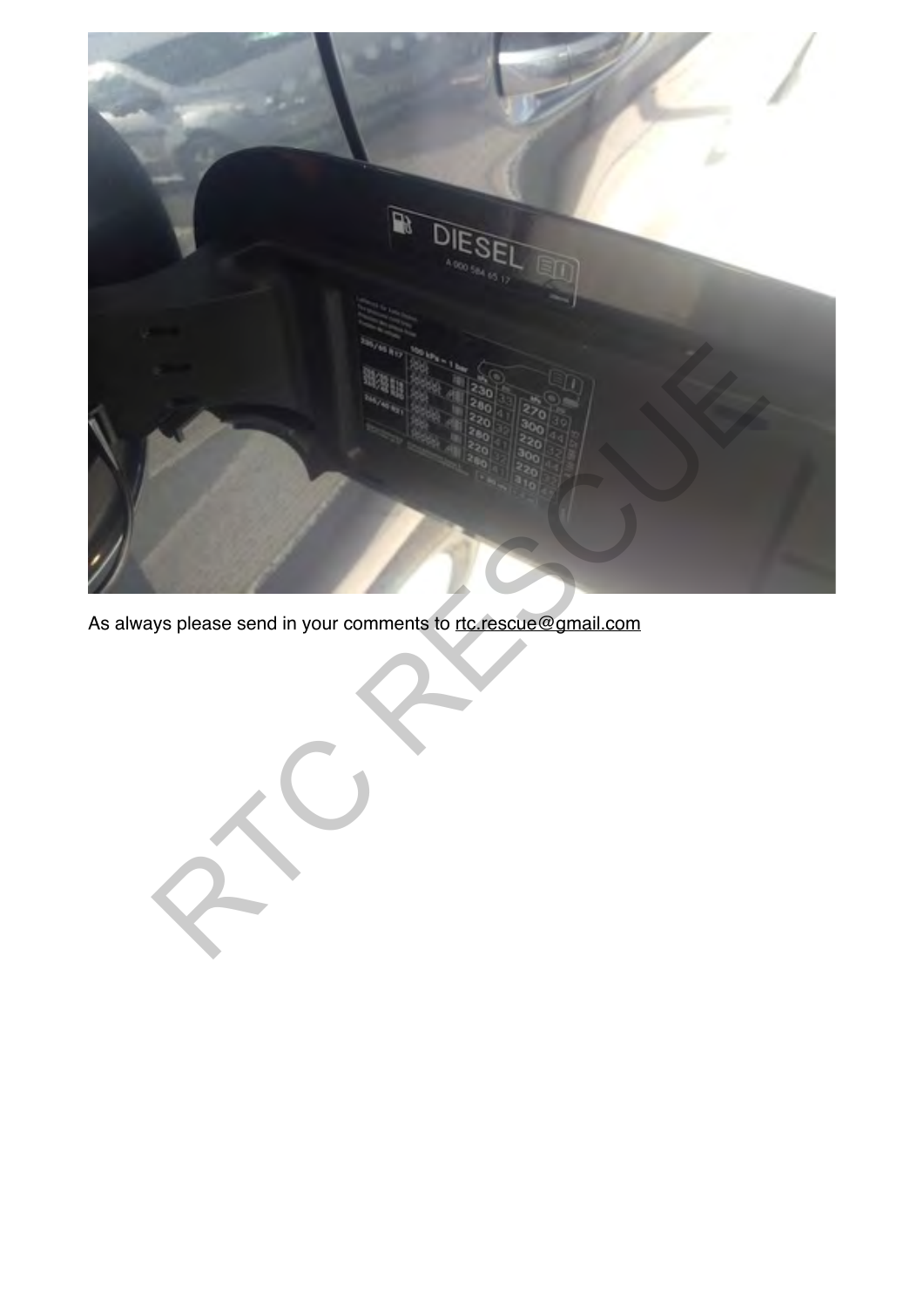As always please send in your comments to rtc.rescue@gmail.com